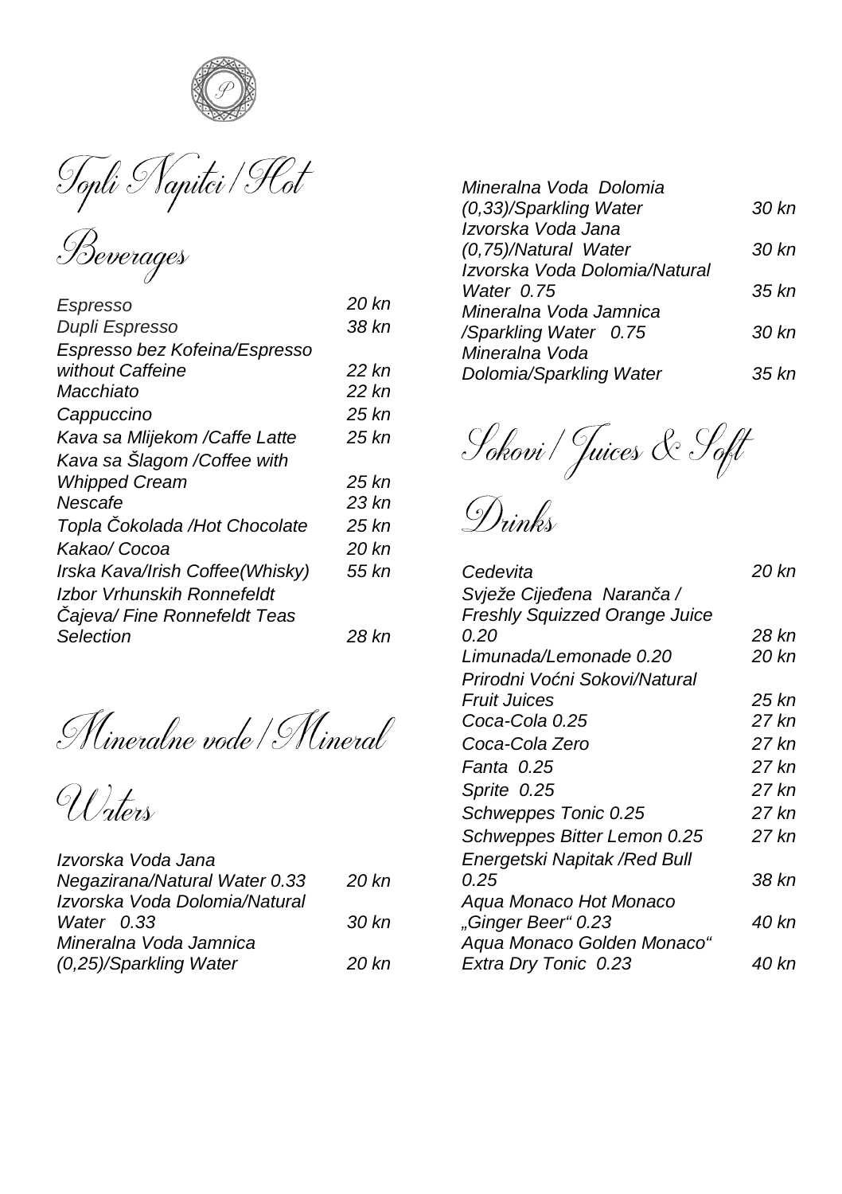## Topli Napitci / Hot Beverages

| | |
|---|---|
| *Espresso* | *20 kn* |
| *Dupli Espresso* | *38 kn* |
| *Espresso bez Kofeina/Espresso without Caffeine* | *22 kn* |
| *Macchiato* | *22 kn* |
| *Cappuccino* | *25 kn* |
| *Kava sa Mlijekom /Caffe Latte* | *25 kn* |
| *Kava sa Šlagom /Coffee with Whipped Cream* | *25 kn* |
| *Nescafe* | *23 kn* |
| *Topla Čokolada /Hot Chocolate* | *25 kn* |
| *Kakao/ Cocoa* | *20 kn* |
| *Irska Kava/Irish Coffee(Whisky)* | *55 kn* |
| *Izbor Vrhunskih Ronnefeldt Čajeva/ Fine Ronnefeldt Teas Selection* | *28 kn* |

## Mineralne vode / Mineral Waters

| | |
|---|---|
| *Izvorska Voda Jana Negazirana/Natural Water 0.33* | *20 kn* |
| *Izvorska Voda Dolomia/Natural Water 0.33* | *30 kn* |
| *Mineralna Voda Jamnica (0,25)/Sparkling Water* | *20 kn* |
| *Mineralna Voda Dolomia (0,33)/Sparkling Water* | *30 kn* |
| *Izvorska Voda Jana (0,75)/Natural Water* | *30 kn* |
| *Izvorska Voda Dolomia/Natural Water 0.75* | *35 kn* |
| *Mineralna Voda Jamnica /Sparkling Water 0.75* | *30 kn* |
| *Mineralna Voda Dolomia/Sparkling Water* | *35 kn* |

## Sokovi / Juices & Soft Drinks

| | |
|---|---|
| *Cedevita* | *20 kn* |
| *Svježe Cijeđena Naranča / Freshly Squizzed Orange Juice 0.20* | *28 kn* |
| *Limunada/Lemonade 0.20* | *20 kn* |
| *Prirodni Voćni Sokovi/Natural Fruit Juices* | *25 kn* |
| *Coca-Cola 0.25* | *27 kn* |
| *Coca-Cola Zero* | *27 kn* |
| *Fanta 0.25* | *27 kn* |
| *Sprite 0.25* | *27 kn* |
| *Schweppes Tonic 0.25* | *27 kn* |
| *Schweppes Bitter Lemon 0.25* | *27 kn* |
| *Energetski Napitak /Red Bull 0.25* | *38 kn* |
| *Aqua Monaco Hot Monaco „Ginger Beer" 0.23* | *40 kn* |
| *Aqua Monaco Golden Monaco" Extra Dry Tonic 0.23* | *40 kn* |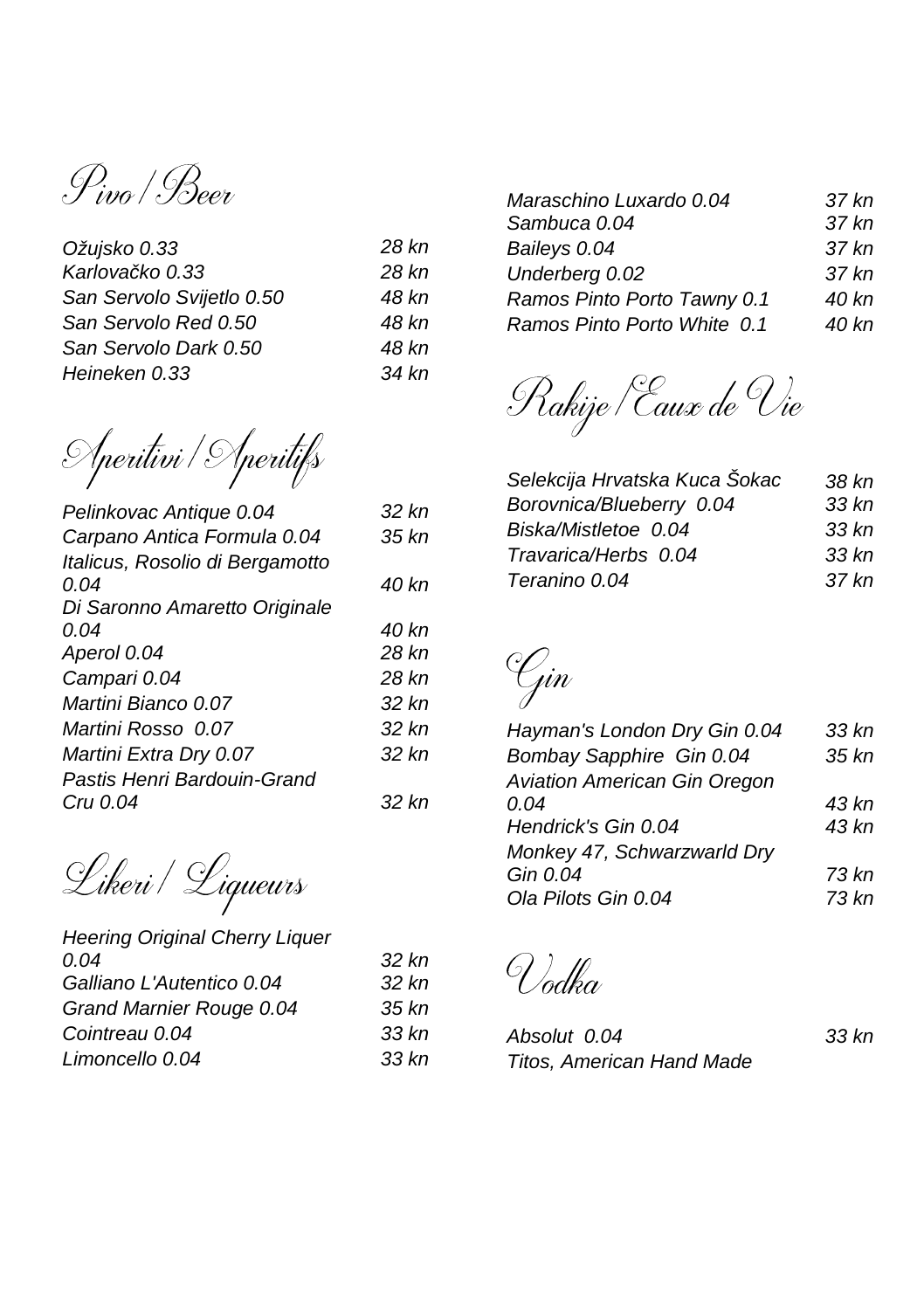## Pivo / Beer

| | |
|---|---|
| *Ožujsko 0.33* | *28 kn* |
| *Karlovačko 0.33* | *28 kn* |
| *San Servolo Svijetlo 0.50* | *48 kn* |
| *San Servolo Red 0.50* | *48 kn* |
| *San Servolo Dark 0.50* | *48 kn* |
| *Heineken 0.33* | *34 kn* |

## Aperitivi / Aperitifs

| | |
|---|---|
| *Pelinkovac Antique 0.04* | *32 kn* |
| *Carpano Antica Formula 0.04* | *35 kn* |
| *Italicus, Rosolio di Bergamotto 0.04* | *40 kn* |
| *Di Saronno Amaretto Originale 0.04* | *40 kn* |
| *Aperol 0.04* | *28 kn* |
| *Campari 0.04* | *28 kn* |
| *Martini Bianco 0.07* | *32 kn* |
| *Martini Rosso 0.07* | *32 kn* |
| *Martini Extra Dry 0.07* | *32 kn* |
| *Pastis Henri Bardouin-Grand Cru 0.04* | *32 kn* |

## Likeri / Liqueurs

| | |
|---|---|
| *Heering Original Cherry Liquer 0.04* | *32 kn* |
| *Galliano L'Autentico 0.04* | *32 kn* |
| *Grand Marnier Rouge 0.04* | *35 kn* |
| *Cointreau 0.04* | *33 kn* |
| *Limoncello 0.04* | *33 kn* |
| *Maraschino Luxardo 0.04* | *37 kn* |
| *Sambuca 0.04* | *37 kn* |
| *Baileys 0.04* | *37 kn* |
| *Underberg 0.02* | *37 kn* |
| *Ramos Pinto Porto Tawny 0.1* | *40 kn* |
| *Ramos Pinto Porto White 0.1* | *40 kn* |

## Rakije / Eaux de Vie

| | |
|---|---|
| *Selekcija Hrvatska Kuca Šokac* | *38 kn* |
| *Borovnica/Blueberry 0.04* | *33 kn* |
| *Biska/Mistletoe 0.04* | *33 kn* |
| *Travarica/Herbs 0.04* | *33 kn* |
| *Teranino 0.04* | *37 kn* |

## Gin

| | |
|---|---|
| *Hayman's London Dry Gin 0.04* | *33 kn* |
| *Bombay Sapphire Gin 0.04* | *35 kn* |
| *Aviation American Gin Oregon 0.04* | *43 kn* |
| *Hendrick's Gin 0.04* | *43 kn* |
| *Monkey 47, Schwarzwarld Dry Gin 0.04* | *73 kn* |
| *Ola Pilots Gin 0.04* | *73 kn* |

## Vodka

| | |
|---|---|
| *Absolut 0.04* | *33 kn* |
| *Titos, American Hand Made* | |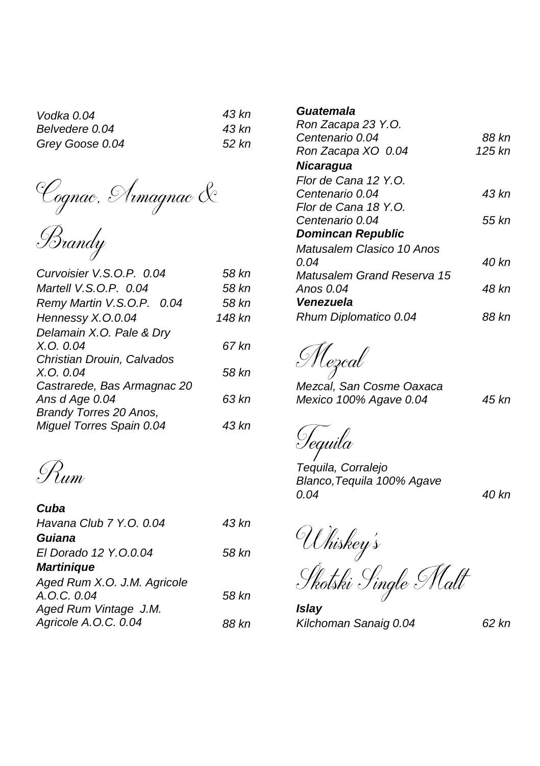*Vodka 0.04* *43 kn*
*Belvedere 0.04* *43 kn*
*Grey Goose 0.04* *52 kn*

## Cognac, Armagnac & Brandy

| | |
|---|---|
| *Curvoisier V.S.O.P. 0.04* | *58 kn* |
| *Martell V.S.O.P. 0.04* | *58 kn* |
| *Remy Martin V.S.O.P. 0.04* | *58 kn* |
| *Hennessy X.O.0.04* | *148 kn* |
| *Delamain X.O. Pale & Dry X.O. 0.04* | *67 kn* |
| *Christian Drouin, Calvados X.O. 0.04* | *58 kn* |
| *Castrarede, Bas Armagnac 20 Ans d Age 0.04* | *63 kn* |
| *Brandy Torres 20 Anos, Miguel Torres Spain 0.04* | *43 kn* |

## Rum

***Cuba***

| | |
|---|---|
| *Havana Club 7 Y.O. 0.04* | *43 kn* |

***Guiana***

| | |
|---|---|
| *El Dorado 12 Y.O.0.04* | *58 kn* |

***Martinique***

| | |
|---|---|
| *Aged Rum X.O. J.M. Agricole A.O.C. 0.04* | *58 kn* |
| *Aged Rum Vintage J.M. Agricole A.O.C. 0.04* | *88 kn* |

***Guatemala***

| | |
|---|---|
| *Ron Zacapa 23 Y.O. Centenario 0.04* | *88 kn* |
| *Ron Zacapa XO 0.04* | *125 kn* |

***Nicaragua***

| | |
|---|---|
| *Flor de Cana 12 Y.O. Centenario 0.04* | *43 kn* |
| *Flor de Cana 18 Y.O. Centenario 0.04* | *55 kn* |

***Domincan Republic***

| | |
|---|---|
| *Matusalem Clasico 10 Anos 0.04* | *40 kn* |
| *Matusalem Grand Reserva 15 Anos 0.04* | *48 kn* |

***Venezuela***

| | |
|---|---|
| *Rhum Diplomatico 0.04* | *88 kn* |

## Mezcal

| | |
|---|---|
| *Mezcal, San Cosme Oaxaca Mexico 100% Agave 0.04* | *45 kn* |

## Tequila

| | |
|---|---|
| *Tequila, Corralejo Blanco,Tequila 100% Agave 0.04* | *40 kn* |

## Whiskey's

## Škotski Single Malt

***Islay***

| | |
|---|---|
| *Kilchoman Sanaig 0.04* | *62 kn* |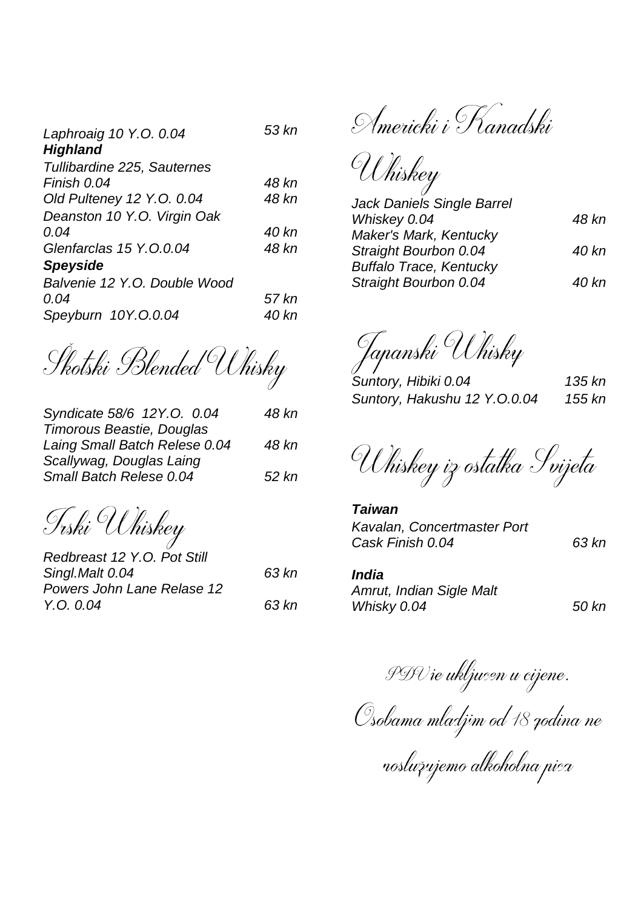*Laphroaig 10 Y.O. 0.04* *53 kn*

***Highland***

*Tullibardine 225, Sauternes Finish 0.04* *48 kn*

*Old Pulteney 12 Y.O. 0.04* *48 kn*

*Deanston 10 Y.O. Virgin Oak 0.04* *40 kn*

*Glenfarclas 15 Y.O.0.04* *48 kn*

***Speyside***

*Balvenie 12 Y.O. Double Wood 0.04* *57 kn*

*Speyburn 10Y.O.0.04* *40 kn*

## Škotski Blended Whisky

*Syndicate 58/6 12Y.O. 0.04* *48 kn*

*Timorous Beastie, Douglas Laing Small Batch Relese 0.04* *48 kn*

*Scallywag, Douglas Laing Small Batch Relese 0.04* *52 kn*

## Irski Whiskey

*Redbreast 12 Y.O. Pot Still Singl.Malt 0.04* *63 kn*

*Powers John Lane Relase 12 Y.O. 0.04* *63 kn*

## Americki i Kanadski Whiskey

*Jack Daniels Single Barrel Whiskey 0.04* *48 kn*

*Maker's Mark, Kentucky Straight Bourbon 0.04* *40 kn*

*Buffalo Trace, Kentucky Straight Bourbon 0.04* *40 kn*

## Japanski Whisky

*Suntory, Hibiki 0.04* *135 kn*

*Suntory, Hakushu 12 Y.O.0.04* *155 kn*

## Whiskey iz ostatka Svijeta

***Taiwan***

*Kavalan, Concertmaster Port Cask Finish 0.04* *63 kn*

***India***

*Amrut, Indian Sigle Malt Whisky 0.04* *50 kn*

PDV je uključen u cijene.

Osobama mlađim od 18 godina ne poslužujemo alkoholna pića